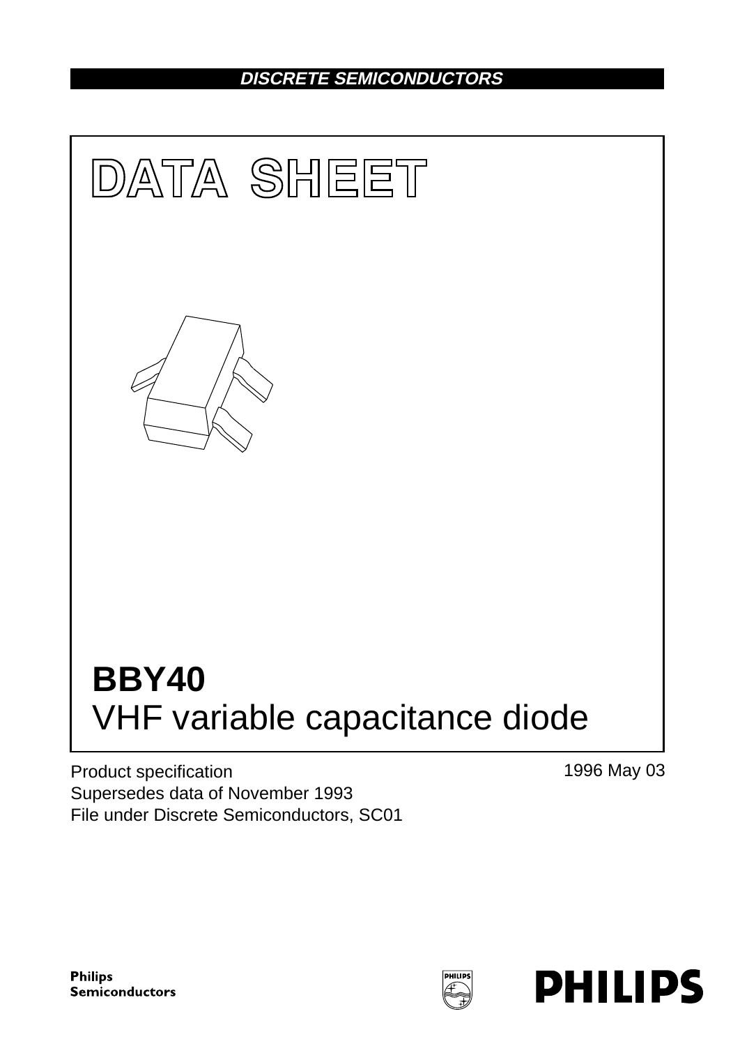DISCRETE SEMICONDUCTORS

# DATA SHEET

# BBY40
## VHF variable capacitance diode

Product specification
Supersedes data of November 1993
File under Discrete Semiconductors, SC01

1996 May 03

Philips Semiconductors

PHILIPS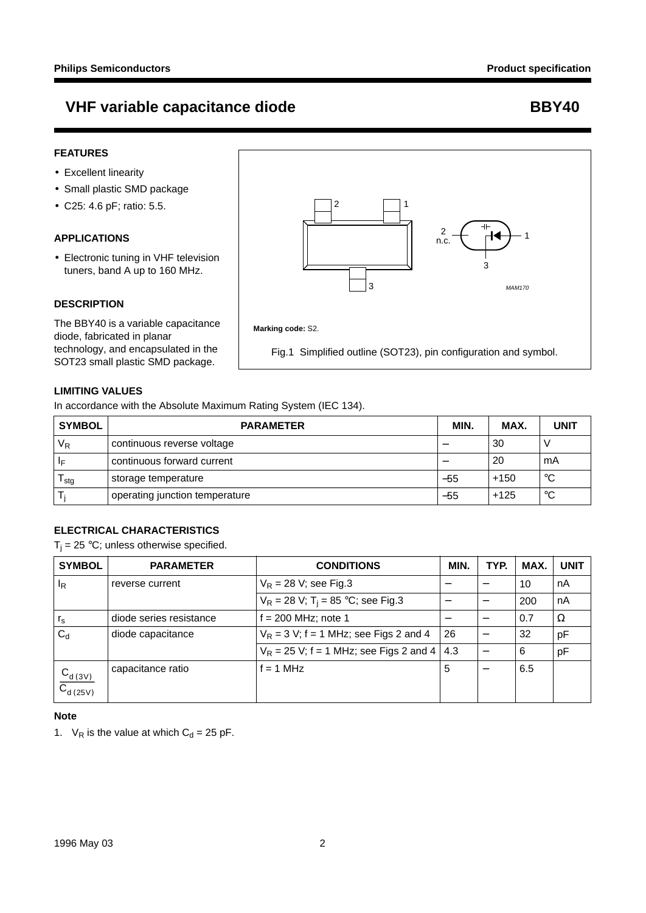# VHF variable capacitance diode — BBY40

## FEATURES

- Excellent linearity
- Small plastic SMD package
- C25: 4.6 pF; ratio: 5.5.

## APPLICATIONS

- Electronic tuning in VHF television tuners, band A up to 160 MHz.

## DESCRIPTION

The BBY40 is a variable capacitance diode, fabricated in planar technology, and encapsulated in the SOT23 small plastic SMD package.

**Marking code:** S2.

Fig.1 Simplified outline (SOT23), pin configuration and symbol.

## LIMITING VALUES

In accordance with the Absolute Maximum Rating System (IEC 134).

| SYMBOL | PARAMETER | MIN. | MAX. | UNIT |
|---|---|---|---|---|
| $V_R$ | continuous reverse voltage | – | 30 | V |
| $I_F$ | continuous forward current | – | 20 | mA |
| $T_{stg}$ | storage temperature | –55 | +150 | °C |
| $T_j$ | operating junction temperature | –55 | +125 | °C |

## ELECTRICAL CHARACTERISTICS

$T_j$ = 25 °C; unless otherwise specified.

| SYMBOL | PARAMETER | CONDITIONS | MIN. | TYP. | MAX. | UNIT |
|---|---|---|---|---|---|---|
| $I_R$ | reverse current | $V_R$ = 28 V; see Fig.3 | – | – | 10 | nA |
| | | $V_R$ = 28 V; $T_j$ = 85 °C; see Fig.3 | – | – | 200 | nA |
| $r_s$ | diode series resistance | f = 200 MHz; note 1 | – | – | 0.7 | Ω |
| $C_d$ | diode capacitance | $V_R$ = 3 V; f = 1 MHz; see Figs 2 and 4 | 26 | – | 32 | pF |
| | | $V_R$ = 25 V; f = 1 MHz; see Figs 2 and 4 | 4.3 | – | 6 | pF |
| $\frac{C_{d\,(3V)}}{C_{d\,(25V)}}$ | capacitance ratio | f = 1 MHz | 5 | – | 6.5 | |

### Note

1. $V_R$ is the value at which $C_d$ = 25 pF.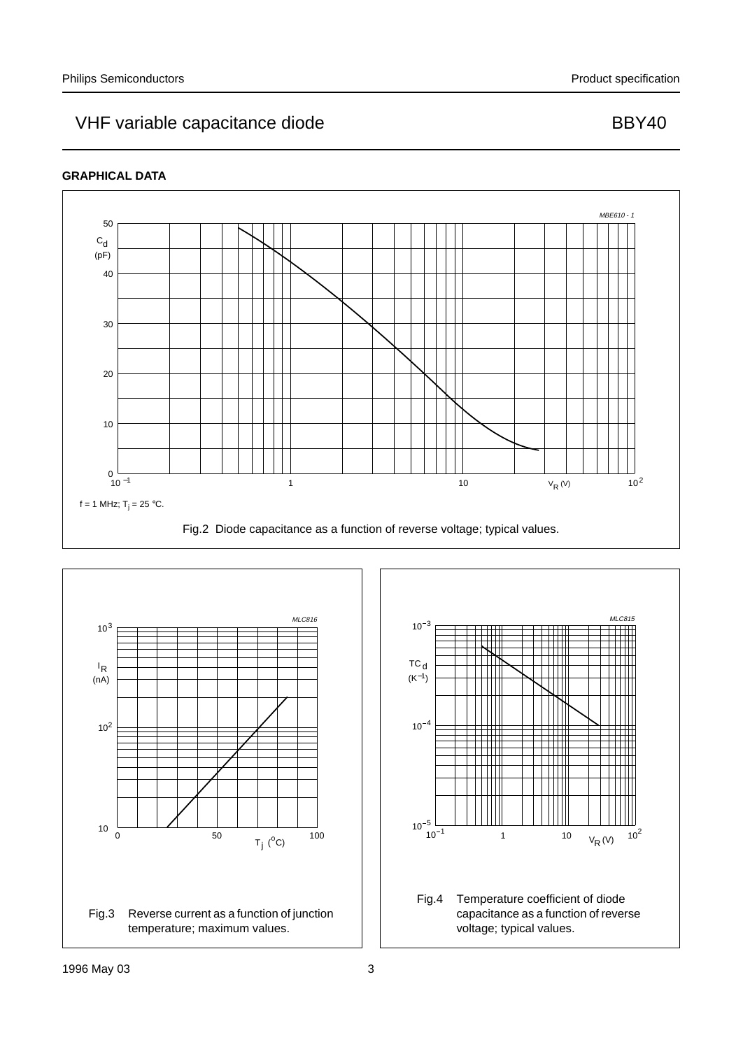## GRAPHICAL DATA

$f = 1$ MHz; $T_j = 25$ °C.

Fig.2 Diode capacitance as a function of reverse voltage; typical values.

Fig.3 Reverse current as a function of junction temperature; maximum values.

Fig.4 Temperature coefficient of diode capacitance as a function of reverse voltage; typical values.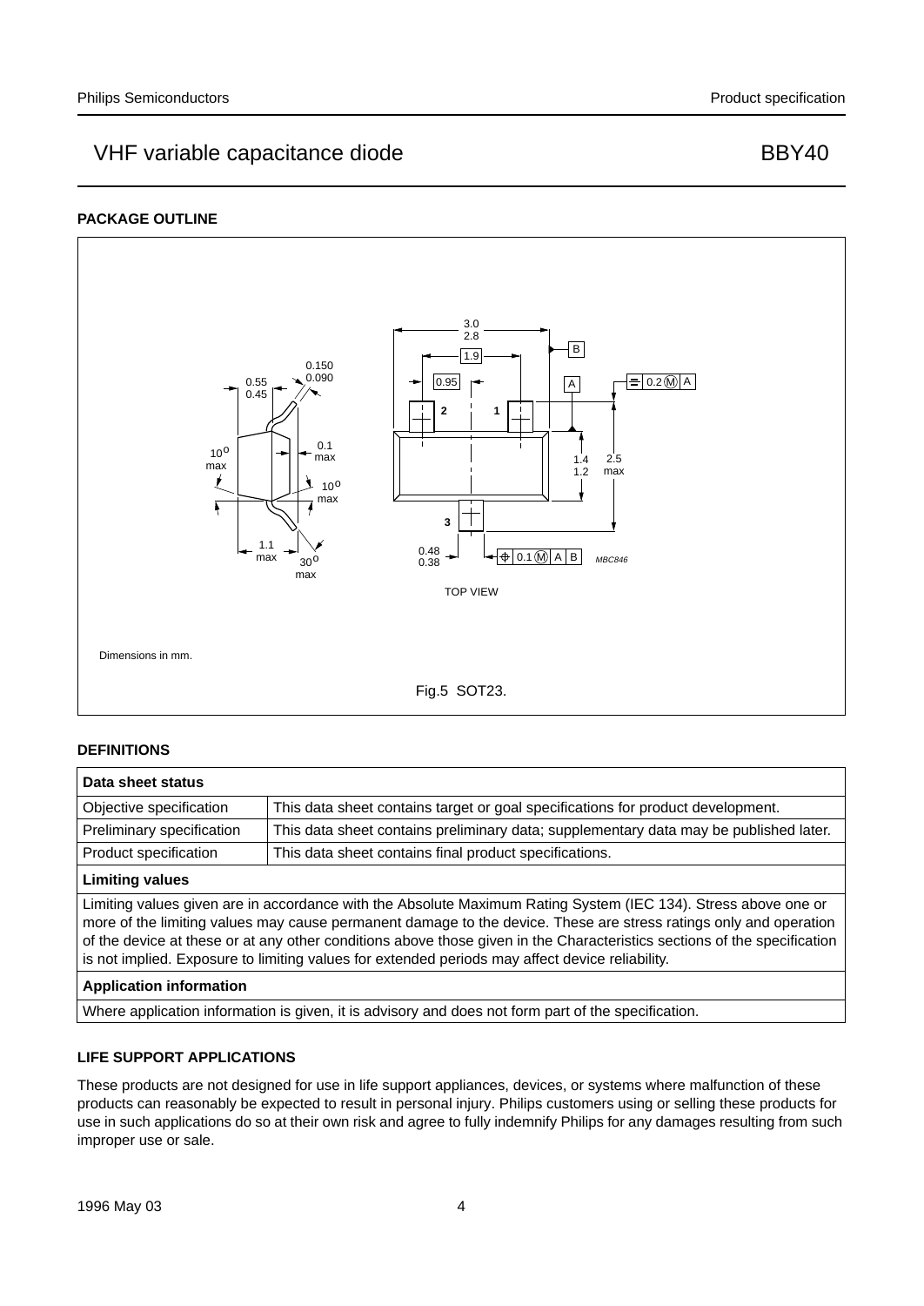## PACKAGE OUTLINE

0.150
0.090
0.55
0.45
3.0
2.8
1.9
0.95
B
A
0.2 M A
2
1
10°
max
0.1
max
10°
max
1.4
1.2
2.5
max
3
1.1
max
30°
max
0.48
0.38
0.1 M A B
MBC846
TOP VIEW

Dimensions in mm.

Fig.5 SOT23.

## DEFINITIONS

| Data sheet status | |
|---|---|
| Objective specification | This data sheet contains target or goal specifications for product development. |
| Preliminary specification | This data sheet contains preliminary data; supplementary data may be published later. |
| Product specification | This data sheet contains final product specifications. |

**Limiting values**

Limiting values given are in accordance with the Absolute Maximum Rating System (IEC 134). Stress above one or more of the limiting values may cause permanent damage to the device. These are stress ratings only and operation of the device at these or at any other conditions above those given in the Characteristics sections of the specification is not implied. Exposure to limiting values for extended periods may affect device reliability.

**Application information**

Where application information is given, it is advisory and does not form part of the specification.

## LIFE SUPPORT APPLICATIONS

These products are not designed for use in life support appliances, devices, or systems where malfunction of these products can reasonably be expected to result in personal injury. Philips customers using or selling these products for use in such applications do so at their own risk and agree to fully indemnify Philips for any damages resulting from such improper use or sale.